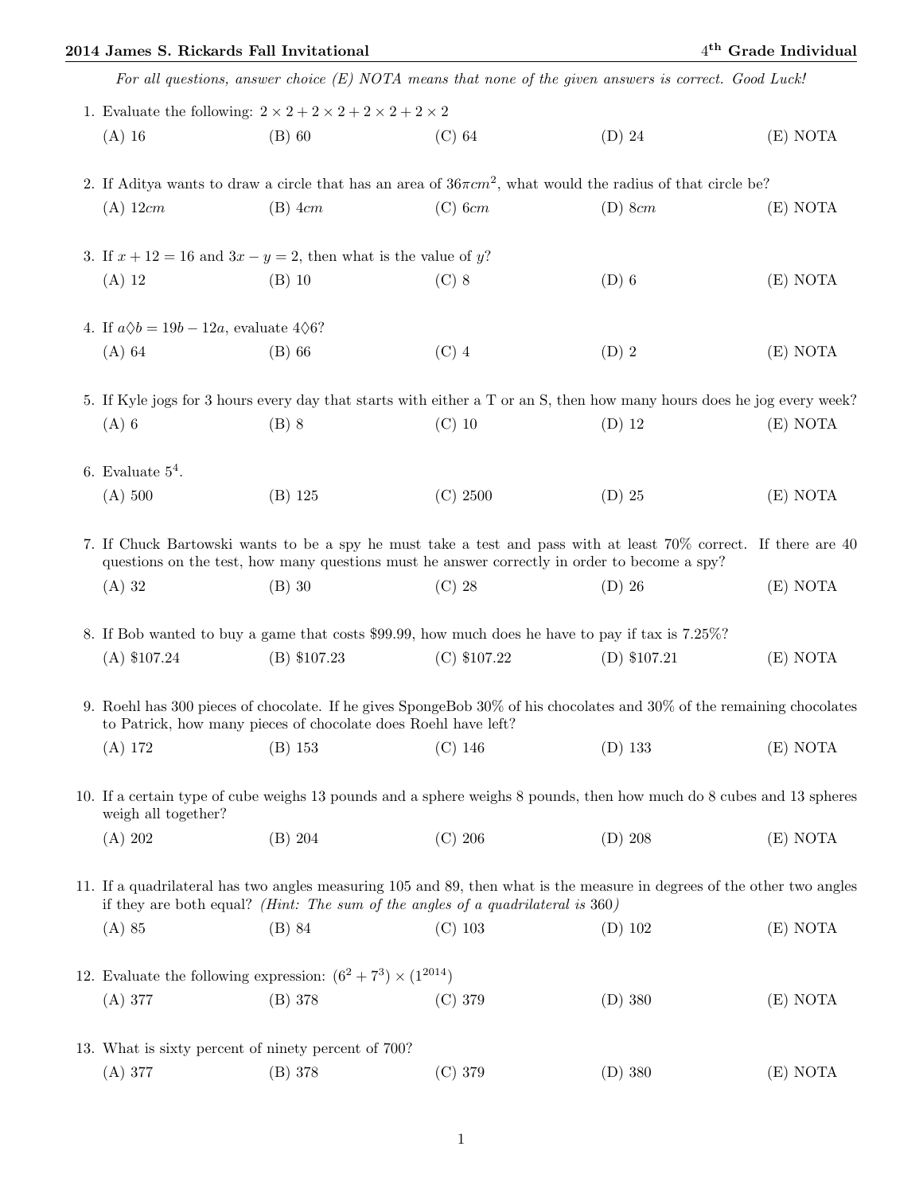*For all questions, answer choice (E) NOTA means that none of the given answers is correct. Good Luck!*

1. Evaluate the following: $2 \times 2 + 2 \times 2 + 2 \times 2 + 2 \times 2$

   (A) 16 (B) 60 (C) 64 (D) 24 (E) NOTA

2. If Aditya wants to draw a circle that has an area of $36\pi cm^2$, what would the radius of that circle be?

   (A) $12cm$ (B) $4cm$ (C) $6cm$ (D) $8cm$ (E) NOTA

3. If $x + 12 = 16$ and $3x - y = 2$, then what is the value of $y$?

   (A) 12 (B) 10 (C) 8 (D) 6 (E) NOTA

4. If $a \Diamond b = 19b - 12a$, evaluate $4 \Diamond 6$?

   (A) 64 (B) 66 (C) 4 (D) 2 (E) NOTA

5. If Kyle jogs for 3 hours every day that starts with either a T or an S, then how many hours does he jog every week?

   (A) 6 (B) 8 (C) 10 (D) 12 (E) NOTA

6. Evaluate $5^4$.

   (A) 500 (B) 125 (C) 2500 (D) 25 (E) NOTA

7. If Chuck Bartowski wants to be a spy he must take a test and pass with at least 70% correct. If there are 40 questions on the test, how many questions must he answer correctly in order to become a spy?

   (A) 32 (B) 30 (C) 28 (D) 26 (E) NOTA

8. If Bob wanted to buy a game that costs \$99.99, how much does he have to pay if tax is 7.25%?

   (A) \$107.24 (B) \$107.23 (C) \$107.22 (D) \$107.21 (E) NOTA

9. Roehl has 300 pieces of chocolate. If he gives SpongeBob 30% of his chocolates and 30% of the remaining chocolates to Patrick, how many pieces of chocolate does Roehl have left?

   (A) 172 (B) 153 (C) 146 (D) 133 (E) NOTA

10. If a certain type of cube weighs 13 pounds and a sphere weighs 8 pounds, then how much do 8 cubes and 13 spheres weigh all together?

    (A) 202 (B) 204 (C) 206 (D) 208 (E) NOTA

11. If a quadrilateral has two angles measuring 105 and 89, then what is the measure in degrees of the other two angles if they are both equal? *(Hint: The sum of the angles of a quadrilateral is* 360*)*

    (A) 85 (B) 84 (C) 103 (D) 102 (E) NOTA

12. Evaluate the following expression: $(6^2 + 7^3) \times (1^{2014})$

    (A) 377 (B) 378 (C) 379 (D) 380 (E) NOTA

13. What is sixty percent of ninety percent of 700?

    (A) 377 (B) 378 (C) 379 (D) 380 (E) NOTA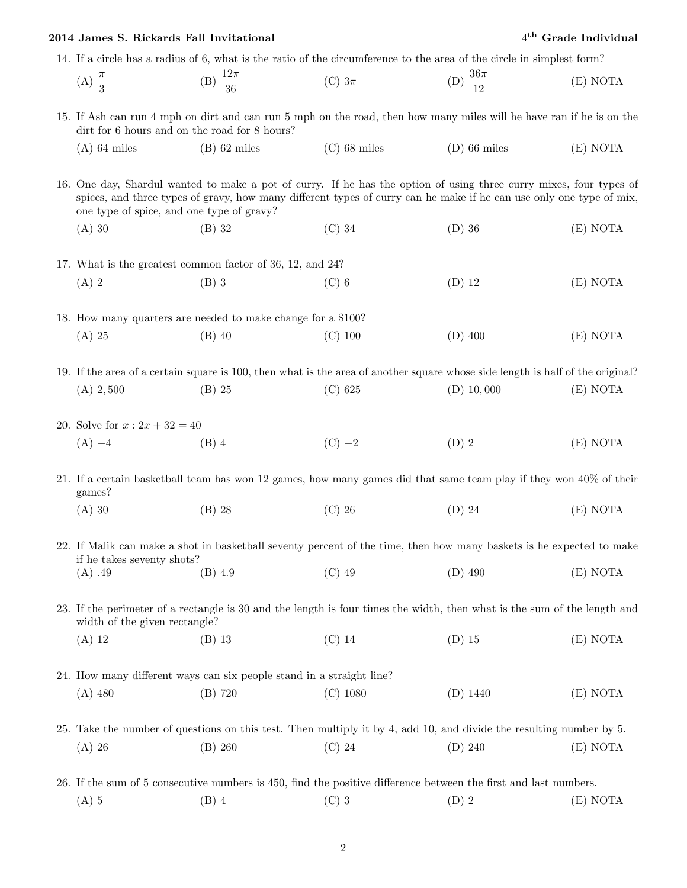14. If a circle has a radius of 6, what is the ratio of the circumference to the area of the circle in simplest form?

(A) $\frac{\pi}{3}$ (B) $\frac{12\pi}{36}$ (C) $3\pi$ (D) $\frac{36\pi}{12}$ (E) NOTA

15. If Ash can run 4 mph on dirt and can run 5 mph on the road, then how many miles will he have ran if he is on the dirt for 6 hours and on the road for 8 hours?

(A) 64 miles (B) 62 miles (C) 68 miles (D) 66 miles (E) NOTA

16. One day, Shardul wanted to make a pot of curry. If he has the option of using three curry mixes, four types of spices, and three types of gravy, how many different types of curry can he make if he can use only one type of mix, one type of spice, and one type of gravy?

(A) 30 (B) 32 (C) 34 (D) 36 (E) NOTA

17. What is the greatest common factor of 36, 12, and 24?

(A) 2 (B) 3 (C) 6 (D) 12 (E) NOTA

18. How many quarters are needed to make change for a $100?

(A) 25 (B) 40 (C) 100 (D) 400 (E) NOTA

19. If the area of a certain square is 100, then what is the area of another square whose side length is half of the original?

(A) 2,500 (B) 25 (C) 625 (D) 10,000 (E) NOTA

20. Solve for $x : 2x + 32 = 40$

(A) $-4$ (B) 4 (C) $-2$ (D) 2 (E) NOTA

21. If a certain basketball team has won 12 games, how many games did that same team play if they won 40% of their games?

(A) 30 (B) 28 (C) 26 (D) 24 (E) NOTA

22. If Malik can make a shot in basketball seventy percent of the time, then how many baskets is he expected to make if he takes seventy shots?

(A) .49 (B) 4.9 (C) 49 (D) 490 (E) NOTA

23. If the perimeter of a rectangle is 30 and the length is four times the width, then what is the sum of the length and width of the given rectangle?

(A) 12 (B) 13 (C) 14 (D) 15 (E) NOTA

24. How many different ways can six people stand in a straight line?

(A) 480 (B) 720 (C) 1080 (D) 1440 (E) NOTA

25. Take the number of questions on this test. Then multiply it by 4, add 10, and divide the resulting number by 5.

(A) 26 (B) 260 (C) 24 (D) 240 (E) NOTA

26. If the sum of 5 consecutive numbers is 450, find the positive difference between the first and last numbers.

(A) 5 (B) 4 (C) 3 (D) 2 (E) NOTA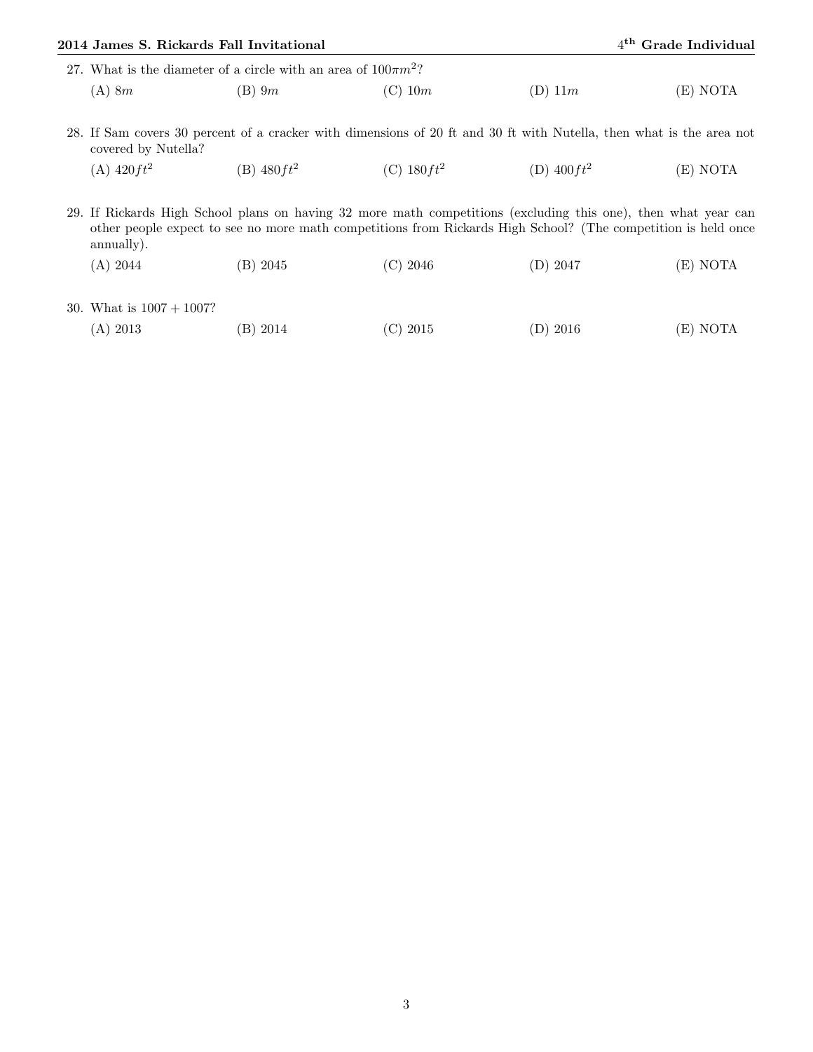27. What is the diameter of a circle with an area of $100\pi m^2$?

    (A) $8m$ (B) $9m$ (C) $10m$ (D) $11m$ (E) NOTA

28. If Sam covers 30 percent of a cracker with dimensions of 20 ft and 30 ft with Nutella, then what is the area not covered by Nutella?

    (A) $420ft^2$ (B) $480ft^2$ (C) $180ft^2$ (D) $400ft^2$ (E) NOTA

29. If Rickards High School plans on having 32 more math competitions (excluding this one), then what year can other people expect to see no more math competitions from Rickards High School? (The competition is held once annually).

    (A) 2044 (B) 2045 (C) 2046 (D) 2047 (E) NOTA

30. What is $1007 + 1007$?

    (A) 2013 (B) 2014 (C) 2015 (D) 2016 (E) NOTA